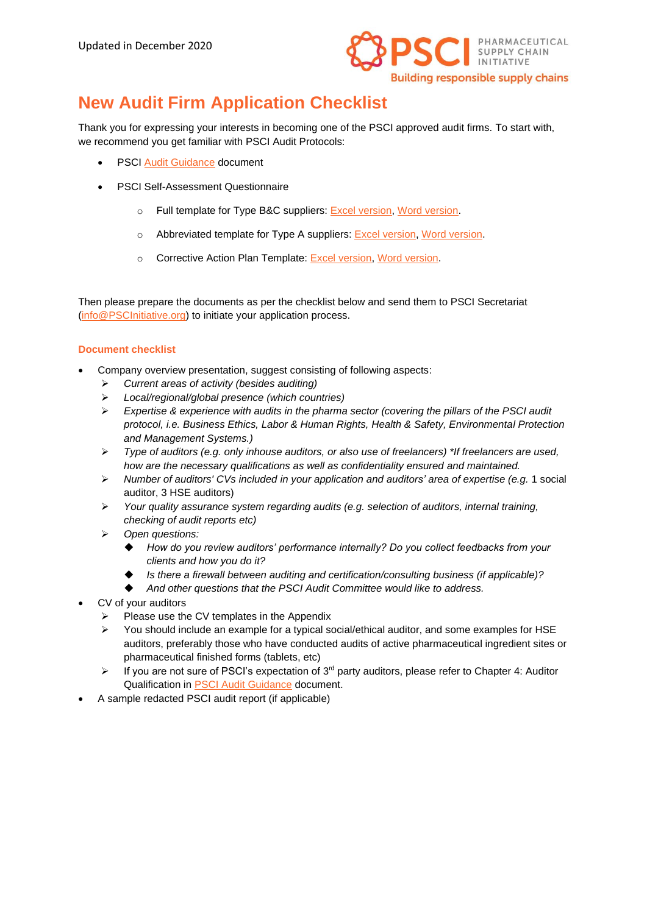Updated in December 2020

# New Audit Firm Application Checklist

Thank you for expressing your interests in becoming one of the PSCI approved audit firms. To start with, we recommend you get familiar with PSCI Audit Protocols:

- PSCI Audit Guidance document
- PSCI Self-Assessment Questionnaire
    - Full template for Type B&C suppliers: Excel version, Word version.
    - Abbreviated template for Type A suppliers: Excel version, Word version.
    - Corrective Action Plan Template: Excel version, Word version.

Then please prepare the documents as per the checklist below and send them to PSCI Secretariat (info@PSCInitiative.org) to initiate your application process.

### Document checklist

- Company overview presentation, suggest consisting of following aspects:
    - *Current areas of activity (besides auditing)*
    - *Local/regional/global presence (which countries)*
    - *Expertise & experience with audits in the pharma sector (covering the pillars of the PSCI audit protocol, i.e. Business Ethics, Labor & Human Rights, Health & Safety, Environmental Protection and Management Systems.)*
    - *Type of auditors (e.g. only inhouse auditors, or also use of freelancers) *If freelancers are used, how are the necessary qualifications as well as confidentiality ensured and maintained.*
    - *Number of auditors' CVs included in your application and auditors' area of expertise (e.g.* 1 social auditor, 3 HSE auditors)
    - *Your quality assurance system regarding audits (e.g. selection of auditors, internal training, checking of audit reports etc)*
    - *Open questions:*
        - *How do you review auditors' performance internally? Do you collect feedbacks from your clients and how you do it?*
        - *Is there a firewall between auditing and certification/consulting business (if applicable)?*
        - *And other questions that the PSCI Audit Committee would like to address.*
- CV of your auditors
    - Please use the CV templates in the Appendix
    - You should include an example for a typical social/ethical auditor, and some examples for HSE auditors, preferably those who have conducted audits of active pharmaceutical ingredient sites or pharmaceutical finished forms (tablets, etc)
    - If you are not sure of PSCI's expectation of 3rd party auditors, please refer to Chapter 4: Auditor Qualification in PSCI Audit Guidance document.
- A sample redacted PSCI audit report (if applicable)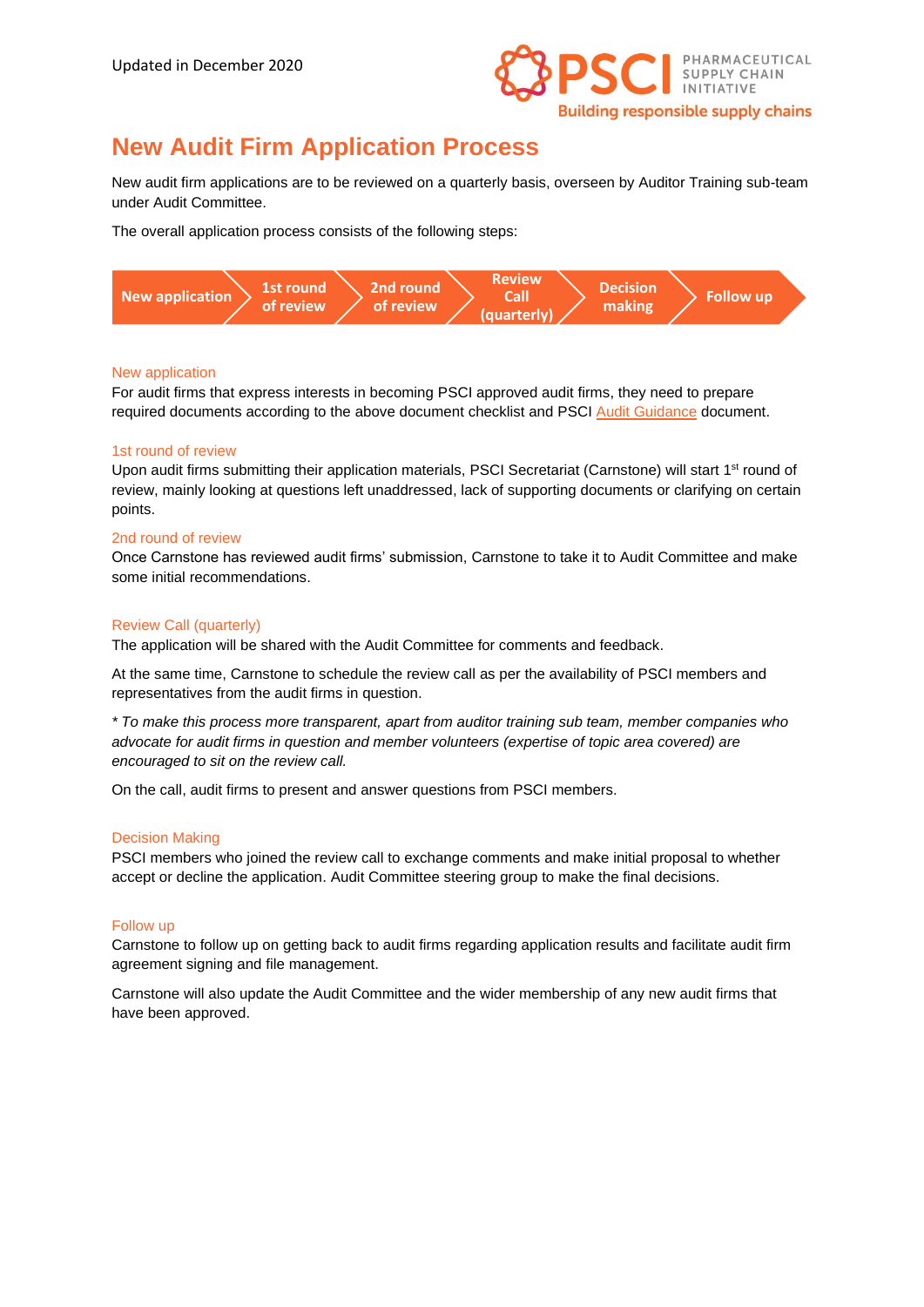Updated in December 2020

# New Audit Firm Application Process

New audit firm applications are to be reviewed on a quarterly basis, overseen by Auditor Training sub-team under Audit Committee.

The overall application process consists of the following steps:

New application → 1st round of review → 2nd round of review → Review Call (quarterly) → Decision making → Follow up

### New application

For audit firms that express interests in becoming PSCI approved audit firms, they need to prepare required documents according to the above document checklist and PSCI Audit Guidance document.

### 1st round of review

Upon audit firms submitting their application materials, PSCI Secretariat (Carnstone) will start 1st round of review, mainly looking at questions left unaddressed, lack of supporting documents or clarifying on certain points.

### 2nd round of review

Once Carnstone has reviewed audit firms' submission, Carnstone to take it to Audit Committee and make some initial recommendations.

### Review Call (quarterly)

The application will be shared with the Audit Committee for comments and feedback.

At the same time, Carnstone to schedule the review call as per the availability of PSCI members and representatives from the audit firms in question.

*\* To make this process more transparent, apart from auditor training sub team, member companies who advocate for audit firms in question and member volunteers (expertise of topic area covered) are encouraged to sit on the review call.*

On the call, audit firms to present and answer questions from PSCI members.

### Decision Making

PSCI members who joined the review call to exchange comments and make initial proposal to whether accept or decline the application. Audit Committee steering group to make the final decisions.

### Follow up

Carnstone to follow up on getting back to audit firms regarding application results and facilitate audit firm agreement signing and file management.

Carnstone will also update the Audit Committee and the wider membership of any new audit firms that have been approved.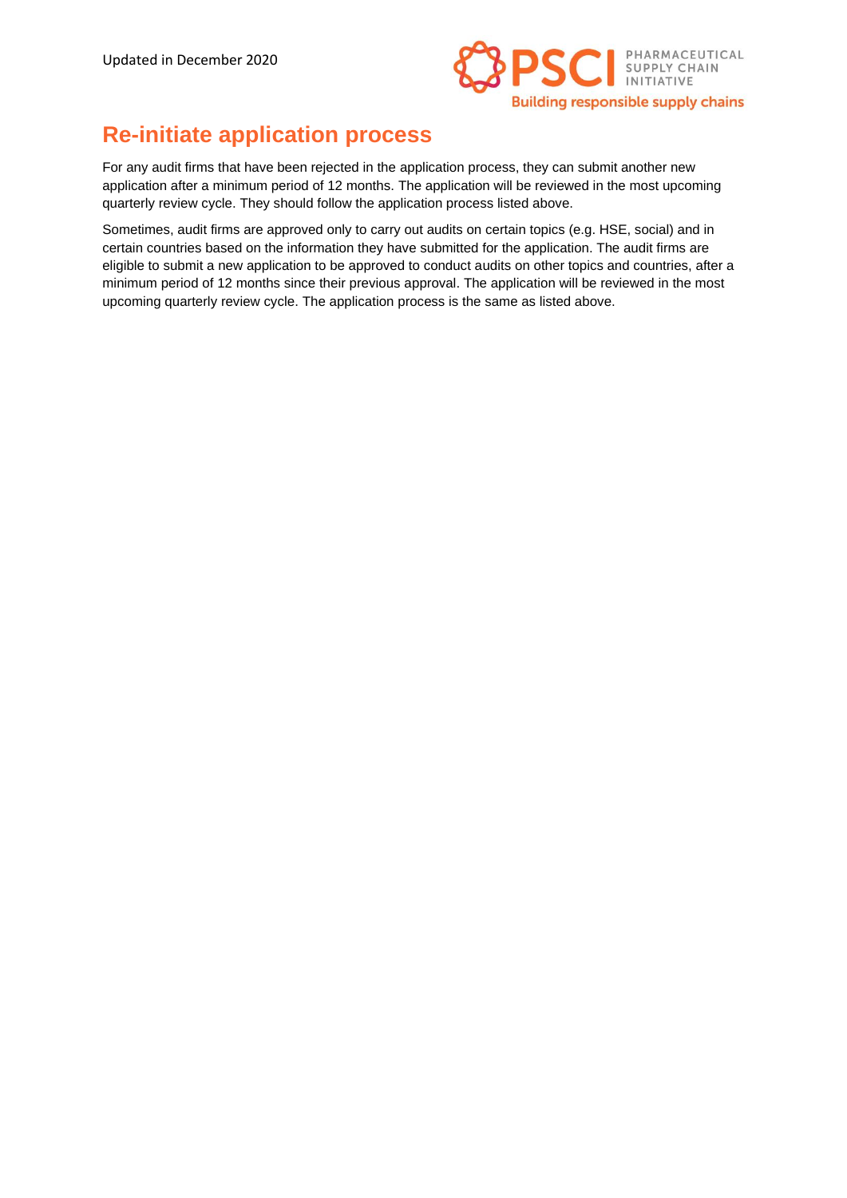## Re-initiate application process

For any audit firms that have been rejected in the application process, they can submit another new application after a minimum period of 12 months. The application will be reviewed in the most upcoming quarterly review cycle. They should follow the application process listed above.

Sometimes, audit firms are approved only to carry out audits on certain topics (e.g. HSE, social) and in certain countries based on the information they have submitted for the application. The audit firms are eligible to submit a new application to be approved to conduct audits on other topics and countries, after a minimum period of 12 months since their previous approval. The application will be reviewed in the most upcoming quarterly review cycle. The application process is the same as listed above.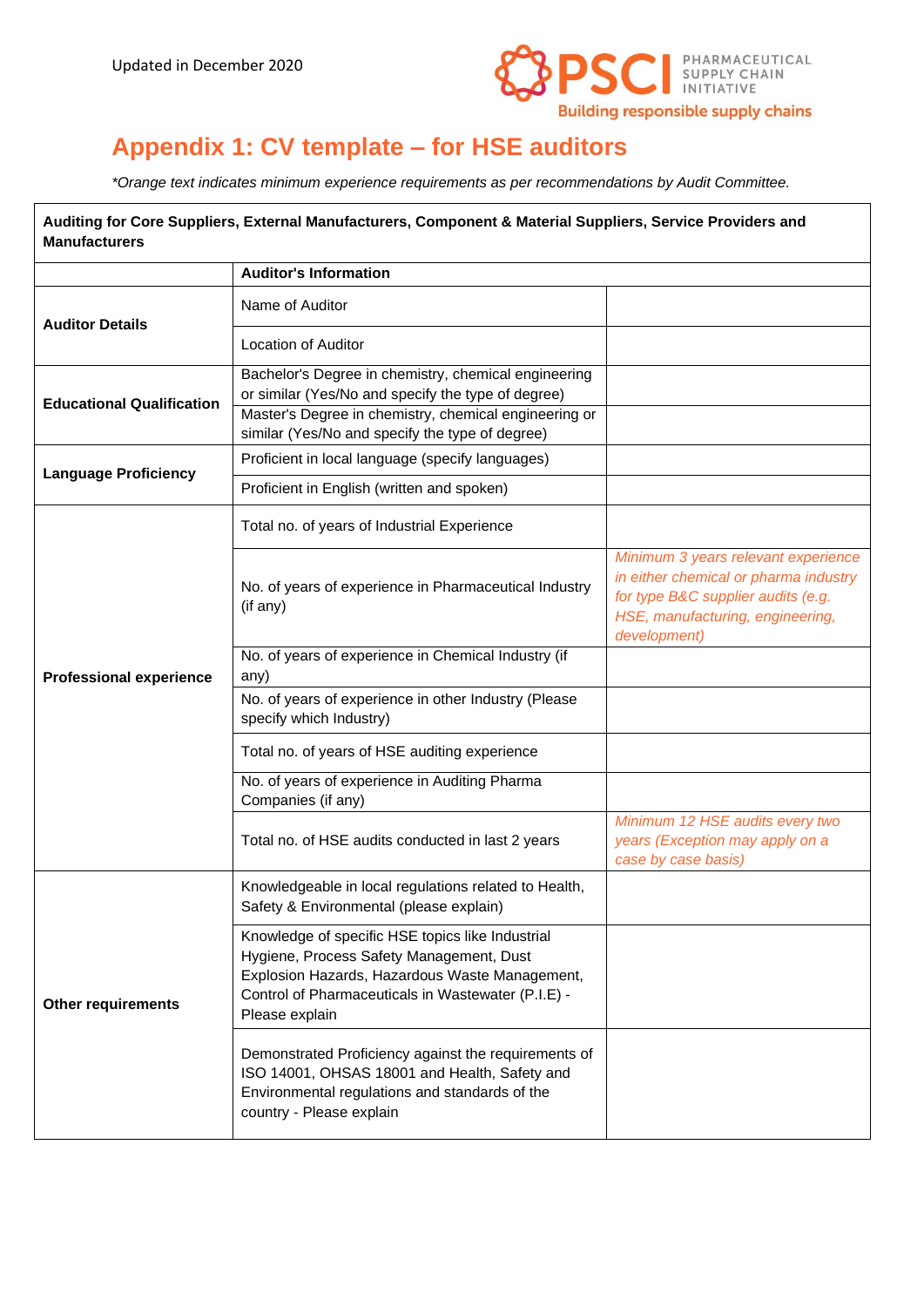Updated in December 2020

# Appendix 1: CV template – for HSE auditors

*\*Orange text indicates minimum experience requirements as per recommendations by Audit Committee.*

| **Auditing for Core Suppliers, External Manufacturers, Component & Material Suppliers, Service Providers and Manufacturers** | | |
|---|---|---|
| | **Auditor's Information** | |
| **Auditor Details** | Name of Auditor | |
| | Location of Auditor | |
| **Educational Qualification** | Bachelor's Degree in chemistry, chemical engineering or similar (Yes/No and specify the type of degree) | |
| | Master's Degree in chemistry, chemical engineering or similar (Yes/No and specify the type of degree) | |
| **Language Proficiency** | Proficient in local language (specify languages) | |
| | Proficient in English (written and spoken) | |
| **Professional experience** | Total no. of years of Industrial Experience | |
| | No. of years of experience in Pharmaceutical Industry (if any) | *Minimum 3 years relevant experience in either chemical or pharma industry for type B&C supplier audits (e.g. HSE, manufacturing, engineering, development)* |
| | No. of years of experience in Chemical Industry (if any) | |
| | No. of years of experience in other Industry (Please specify which Industry) | |
| | Total no. of years of HSE auditing experience | |
| | No. of years of experience in Auditing Pharma Companies (if any) | |
| | Total no. of HSE audits conducted in last 2 years | *Minimum 12 HSE audits every two years (Exception may apply on a case by case basis)* |
| **Other requirements** | Knowledgeable in local regulations related to Health, Safety & Environmental (please explain) | |
| | Knowledge of specific HSE topics like Industrial Hygiene, Process Safety Management, Dust Explosion Hazards, Hazardous Waste Management, Control of Pharmaceuticals in Wastewater (P.I.E) - Please explain | |
| | Demonstrated Proficiency against the requirements of ISO 14001, OHSAS 18001 and Health, Safety and Environmental regulations and standards of the country - Please explain | |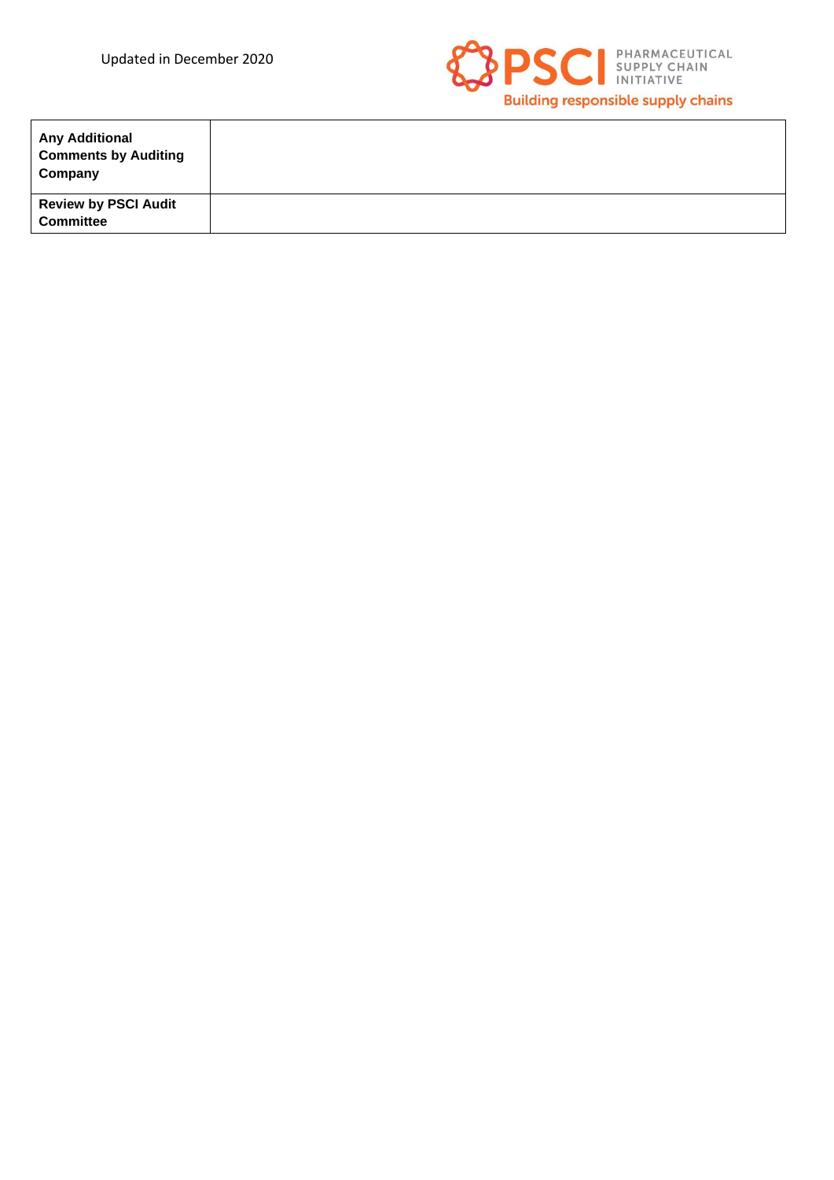| **Any Additional Comments by Auditing Company** | |
|---|---|
| **Review by PSCI Audit Committee** | |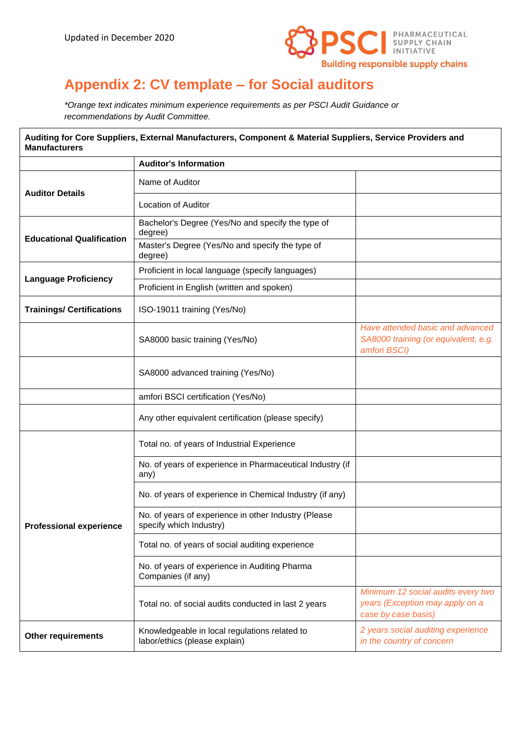Updated in December 2020

# Appendix 2: CV template – for Social auditors

*\*Orange text indicates minimum experience requirements as per PSCI Audit Guidance or recommendations by Audit Committee.*

| **Auditing for Core Suppliers, External Manufacturers, Component & Material Suppliers, Service Providers and Manufacturers** | | |
|---|---|---|
| | **Auditor's Information** | |
| **Auditor Details** | Name of Auditor | |
| | Location of Auditor | |
| **Educational Qualification** | Bachelor's Degree (Yes/No and specify the type of degree) | |
| | Master's Degree (Yes/No and specify the type of degree) | |
| **Language Proficiency** | Proficient in local language (specify languages) | |
| | Proficient in English (written and spoken) | |
| **Trainings/ Certifications** | ISO-19011 training (Yes/No) | |
| | SA8000 basic training (Yes/No) | *Have attended basic and advanced SA8000 training (or equivalent, e.g. amfori BSCI)* |
| | SA8000 advanced training (Yes/No) | |
| | amfori BSCI certification (Yes/No) | |
| | Any other equivalent certification (please specify) | |
| **Professional experience** | Total no. of years of Industrial Experience | |
| | No. of years of experience in Pharmaceutical Industry (if any) | |
| | No. of years of experience in Chemical Industry (if any) | |
| | No. of years of experience in other Industry (Please specify which Industry) | |
| | Total no. of years of social auditing experience | |
| | No. of years of experience in Auditing Pharma Companies (if any) | |
| | Total no. of social audits conducted in last 2 years | *Minimum 12 social audits every two years (Exception may apply on a case by case basis)* |
| **Other requirements** | Knowledgeable in local regulations related to labor/ethics (please explain) | *2 years social auditing experience in the country of concern* |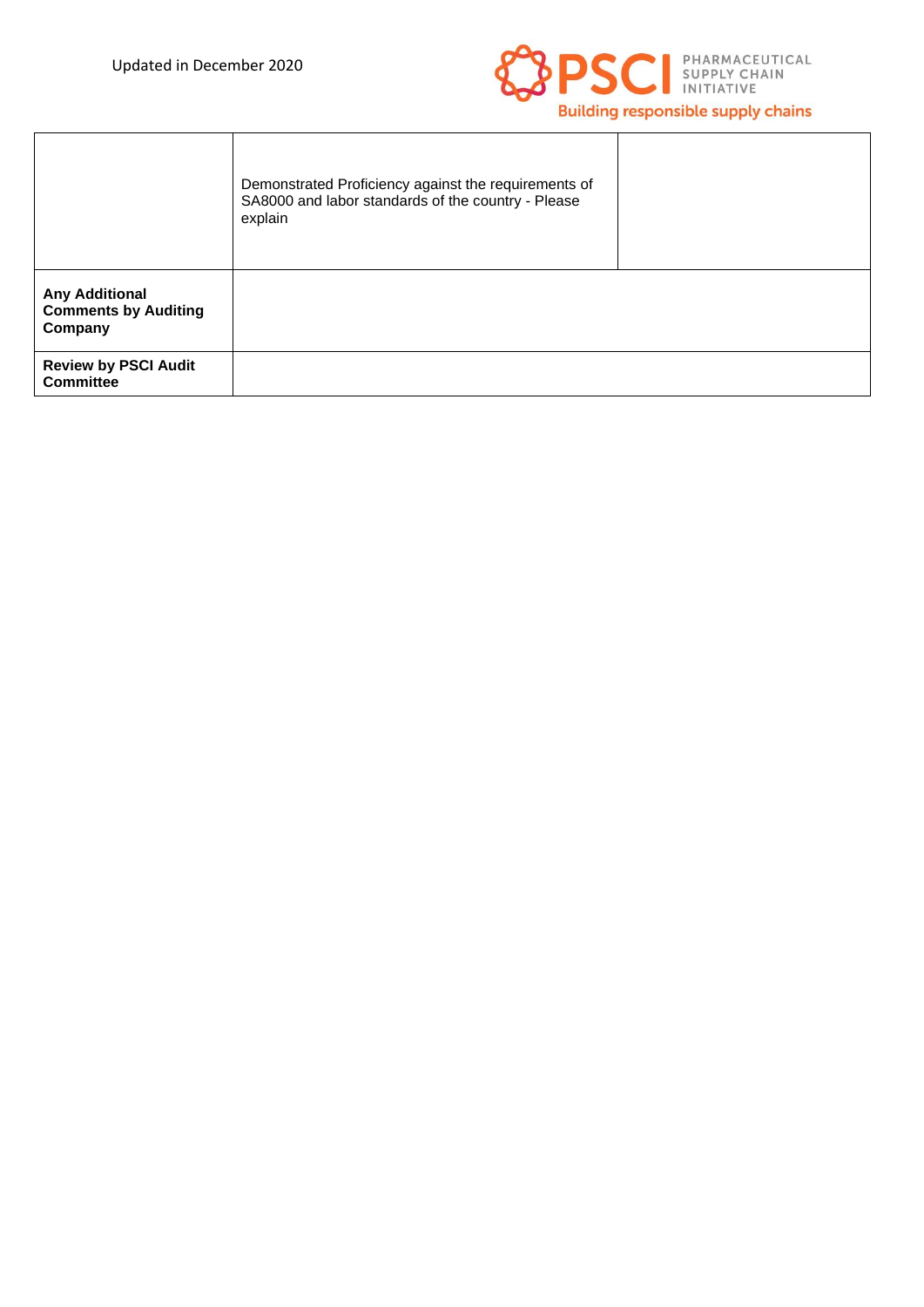| | | |
|---|---|---|
| | Demonstrated Proficiency against the requirements of SA8000 and labor standards of the country - Please explain | |
| **Any Additional Comments by Auditing Company** | | |
| **Review by PSCI Audit Committee** | | |